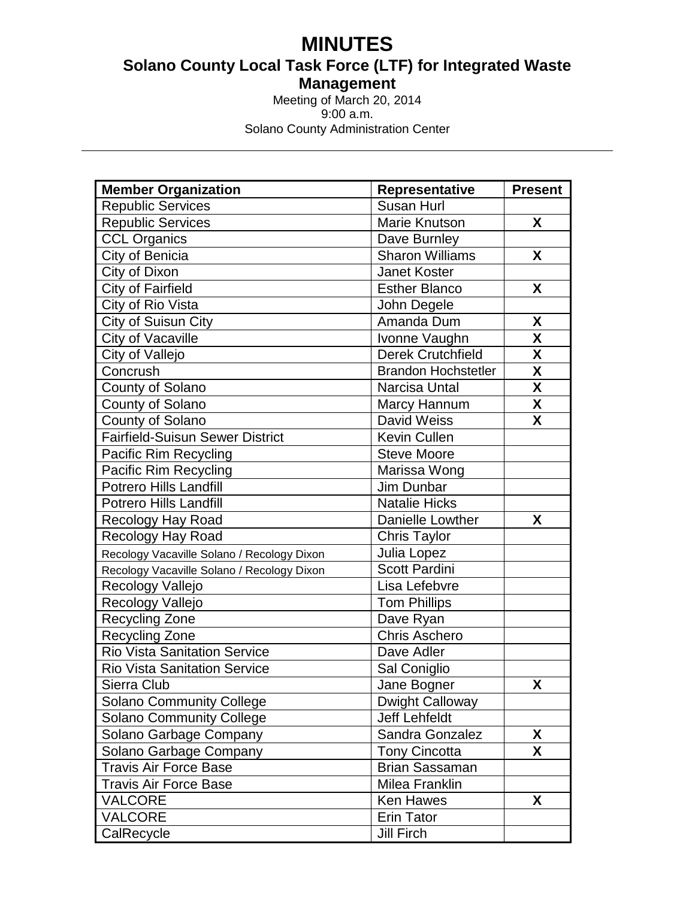# MINUTES

## Solano County Local Task Force (LTF) for Integrated Waste Management

Meeting of March 20, 2014
9:00 a.m.
Solano County Administration Center

---

| Member Organization | Representative | Present |
|---|---|---|
| Republic Services | Susan Hurl | |
| Republic Services | Marie Knutson | X |
| CCL Organics | Dave Burnley | |
| City of Benicia | Sharon Williams | X |
| City of Dixon | Janet Koster | |
| City of Fairfield | Esther Blanco | X |
| City of Rio Vista | John Degele | |
| City of Suisun City | Amanda Dum | X |
| City of Vacaville | Ivonne Vaughn | X |
| City of Vallejo | Derek Crutchfield | X |
| Concrush | Brandon Hochstetler | X |
| County of Solano | Narcisa Untal | X |
| County of Solano | Marcy Hannum | X |
| County of Solano | David Weiss | X |
| Fairfield-Suisun Sewer District | Kevin Cullen | |
| Pacific Rim Recycling | Steve Moore | |
| Pacific Rim Recycling | Marissa Wong | |
| Potrero Hills Landfill | Jim Dunbar | |
| Potrero Hills Landfill | Natalie Hicks | |
| Recology Hay Road | Danielle Lowther | X |
| Recology Hay Road | Chris Taylor | |
| Recology Vacaville Solano / Recology Dixon | Julia Lopez | |
| Recology Vacaville Solano / Recology Dixon | Scott Pardini | |
| Recology Vallejo | Lisa Lefebvre | |
| Recology Vallejo | Tom Phillips | |
| Recycling Zone | Dave Ryan | |
| Recycling Zone | Chris Aschero | |
| Rio Vista Sanitation Service | Dave Adler | |
| Rio Vista Sanitation Service | Sal Coniglio | |
| Sierra Club | Jane Bogner | X |
| Solano Community College | Dwight Calloway | |
| Solano Community College | Jeff Lehfeldt | |
| Solano Garbage Company | Sandra Gonzalez | X |
| Solano Garbage Company | Tony Cincotta | X |
| Travis Air Force Base | Brian Sassaman | |
| Travis Air Force Base | Milea Franklin | |
| VALCORE | Ken Hawes | X |
| VALCORE | Erin Tator | |
| CalRecycle | Jill Firch | |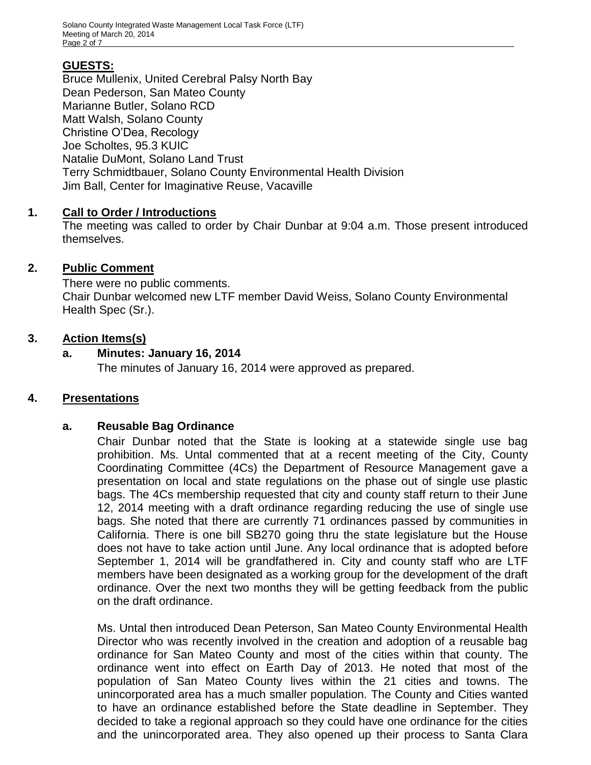**GUESTS:**

Bruce Mullenix, United Cerebral Palsy North Bay
Dean Pederson, San Mateo County
Marianne Butler, Solano RCD
Matt Walsh, Solano County
Christine O'Dea, Recology
Joe Scholtes, 95.3 KUIC
Natalie DuMont, Solano Land Trust
Terry Schmidtbauer, Solano County Environmental Health Division
Jim Ball, Center for Imaginative Reuse, Vacaville

**1. Call to Order / Introductions**

The meeting was called to order by Chair Dunbar at 9:04 a.m. Those present introduced themselves.

**2. Public Comment**

There were no public comments.
Chair Dunbar welcomed new LTF member David Weiss, Solano County Environmental Health Spec (Sr.).

**3. Action Items(s)**

**a. Minutes: January 16, 2014**

The minutes of January 16, 2014 were approved as prepared.

**4. Presentations**

**a. Reusable Bag Ordinance**

Chair Dunbar noted that the State is looking at a statewide single use bag prohibition. Ms. Untal commented that at a recent meeting of the City, County Coordinating Committee (4Cs) the Department of Resource Management gave a presentation on local and state regulations on the phase out of single use plastic bags. The 4Cs membership requested that city and county staff return to their June 12, 2014 meeting with a draft ordinance regarding reducing the use of single use bags. She noted that there are currently 71 ordinances passed by communities in California. There is one bill SB270 going thru the state legislature but the House does not have to take action until June. Any local ordinance that is adopted before September 1, 2014 will be grandfathered in. City and county staff who are LTF members have been designated as a working group for the development of the draft ordinance. Over the next two months they will be getting feedback from the public on the draft ordinance.

Ms. Untal then introduced Dean Peterson, San Mateo County Environmental Health Director who was recently involved in the creation and adoption of a reusable bag ordinance for San Mateo County and most of the cities within that county. The ordinance went into effect on Earth Day of 2013. He noted that most of the population of San Mateo County lives within the 21 cities and towns. The unincorporated area has a much smaller population. The County and Cities wanted to have an ordinance established before the State deadline in September. They decided to take a regional approach so they could have one ordinance for the cities and the unincorporated area. They also opened up their process to Santa Clara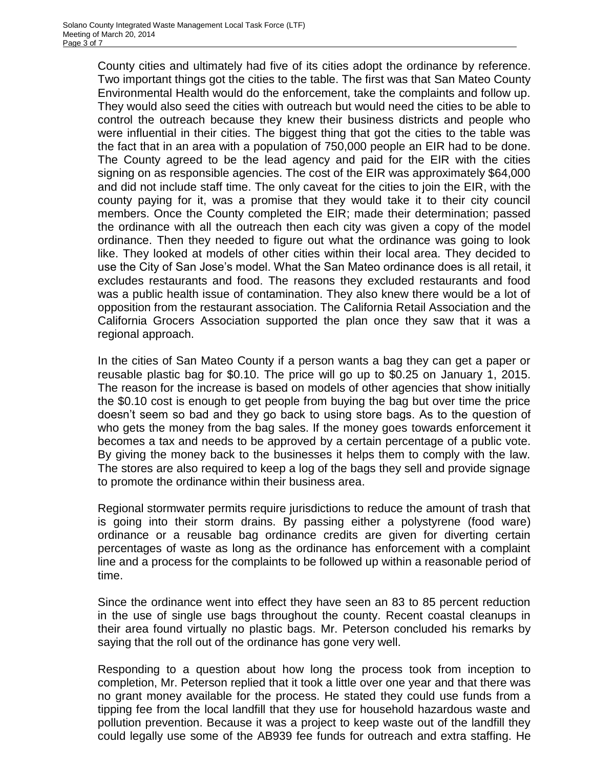County cities and ultimately had five of its cities adopt the ordinance by reference. Two important things got the cities to the table. The first was that San Mateo County Environmental Health would do the enforcement, take the complaints and follow up. They would also seed the cities with outreach but would need the cities to be able to control the outreach because they knew their business districts and people who were influential in their cities. The biggest thing that got the cities to the table was the fact that in an area with a population of 750,000 people an EIR had to be done. The County agreed to be the lead agency and paid for the EIR with the cities signing on as responsible agencies. The cost of the EIR was approximately $64,000 and did not include staff time. The only caveat for the cities to join the EIR, with the county paying for it, was a promise that they would take it to their city council members. Once the County completed the EIR; made their determination; passed the ordinance with all the outreach then each city was given a copy of the model ordinance. Then they needed to figure out what the ordinance was going to look like. They looked at models of other cities within their local area. They decided to use the City of San Jose's model. What the San Mateo ordinance does is all retail, it excludes restaurants and food. The reasons they excluded restaurants and food was a public health issue of contamination. They also knew there would be a lot of opposition from the restaurant association. The California Retail Association and the California Grocers Association supported the plan once they saw that it was a regional approach.

In the cities of San Mateo County if a person wants a bag they can get a paper or reusable plastic bag for $0.10. The price will go up to $0.25 on January 1, 2015. The reason for the increase is based on models of other agencies that show initially the $0.10 cost is enough to get people from buying the bag but over time the price doesn't seem so bad and they go back to using store bags. As to the question of who gets the money from the bag sales. If the money goes towards enforcement it becomes a tax and needs to be approved by a certain percentage of a public vote. By giving the money back to the businesses it helps them to comply with the law. The stores are also required to keep a log of the bags they sell and provide signage to promote the ordinance within their business area.

Regional stormwater permits require jurisdictions to reduce the amount of trash that is going into their storm drains. By passing either a polystyrene (food ware) ordinance or a reusable bag ordinance credits are given for diverting certain percentages of waste as long as the ordinance has enforcement with a complaint line and a process for the complaints to be followed up within a reasonable period of time.

Since the ordinance went into effect they have seen an 83 to 85 percent reduction in the use of single use bags throughout the county. Recent coastal cleanups in their area found virtually no plastic bags. Mr. Peterson concluded his remarks by saying that the roll out of the ordinance has gone very well.

Responding to a question about how long the process took from inception to completion, Mr. Peterson replied that it took a little over one year and that there was no grant money available for the process. He stated they could use funds from a tipping fee from the local landfill that they use for household hazardous waste and pollution prevention. Because it was a project to keep waste out of the landfill they could legally use some of the AB939 fee funds for outreach and extra staffing. He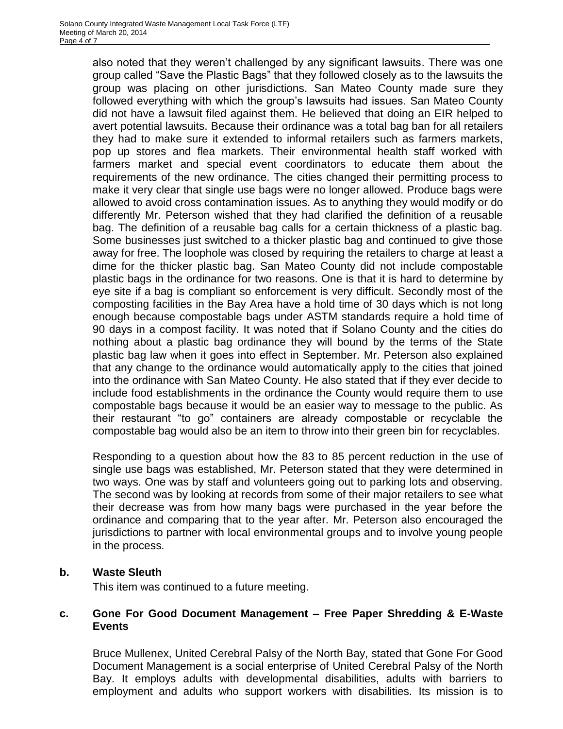also noted that they weren't challenged by any significant lawsuits. There was one group called "Save the Plastic Bags" that they followed closely as to the lawsuits the group was placing on other jurisdictions. San Mateo County made sure they followed everything with which the group's lawsuits had issues. San Mateo County did not have a lawsuit filed against them. He believed that doing an EIR helped to avert potential lawsuits. Because their ordinance was a total bag ban for all retailers they had to make sure it extended to informal retailers such as farmers markets, pop up stores and flea markets. Their environmental health staff worked with farmers market and special event coordinators to educate them about the requirements of the new ordinance. The cities changed their permitting process to make it very clear that single use bags were no longer allowed. Produce bags were allowed to avoid cross contamination issues. As to anything they would modify or do differently Mr. Peterson wished that they had clarified the definition of a reusable bag. The definition of a reusable bag calls for a certain thickness of a plastic bag. Some businesses just switched to a thicker plastic bag and continued to give those away for free. The loophole was closed by requiring the retailers to charge at least a dime for the thicker plastic bag. San Mateo County did not include compostable plastic bags in the ordinance for two reasons. One is that it is hard to determine by eye site if a bag is compliant so enforcement is very difficult. Secondly most of the composting facilities in the Bay Area have a hold time of 30 days which is not long enough because compostable bags under ASTM standards require a hold time of 90 days in a compost facility. It was noted that if Solano County and the cities do nothing about a plastic bag ordinance they will bound by the terms of the State plastic bag law when it goes into effect in September. Mr. Peterson also explained that any change to the ordinance would automatically apply to the cities that joined into the ordinance with San Mateo County. He also stated that if they ever decide to include food establishments in the ordinance the County would require them to use compostable bags because it would be an easier way to message to the public. As their restaurant "to go" containers are already compostable or recyclable the compostable bag would also be an item to throw into their green bin for recyclables.

Responding to a question about how the 83 to 85 percent reduction in the use of single use bags was established, Mr. Peterson stated that they were determined in two ways. One was by staff and volunteers going out to parking lots and observing. The second was by looking at records from some of their major retailers to see what their decrease was from how many bags were purchased in the year before the ordinance and comparing that to the year after. Mr. Peterson also encouraged the jurisdictions to partner with local environmental groups and to involve young people in the process.

**b. Waste Sleuth**

This item was continued to a future meeting.

**c. Gone For Good Document Management – Free Paper Shredding & E-Waste Events**

Bruce Mullenex, United Cerebral Palsy of the North Bay, stated that Gone For Good Document Management is a social enterprise of United Cerebral Palsy of the North Bay. It employs adults with developmental disabilities, adults with barriers to employment and adults who support workers with disabilities. Its mission is to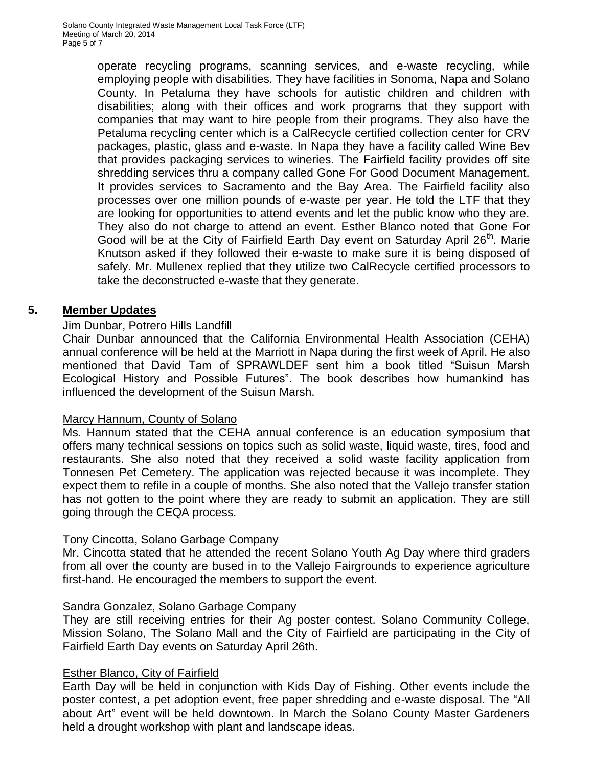operate recycling programs, scanning services, and e-waste recycling, while employing people with disabilities. They have facilities in Sonoma, Napa and Solano County. In Petaluma they have schools for autistic children and children with disabilities; along with their offices and work programs that they support with companies that may want to hire people from their programs. They also have the Petaluma recycling center which is a CalRecycle certified collection center for CRV packages, plastic, glass and e-waste. In Napa they have a facility called Wine Bev that provides packaging services to wineries. The Fairfield facility provides off site shredding services thru a company called Gone For Good Document Management. It provides services to Sacramento and the Bay Area. The Fairfield facility also processes over one million pounds of e-waste per year. He told the LTF that they are looking for opportunities to attend events and let the public know who they are. They also do not charge to attend an event. Esther Blanco noted that Gone For Good will be at the City of Fairfield Earth Day event on Saturday April 26th. Marie Knutson asked if they followed their e-waste to make sure it is being disposed of safely. Mr. Mullenex replied that they utilize two CalRecycle certified processors to take the deconstructed e-waste that they generate.

## 5. Member Updates

Jim Dunbar, Potrero Hills Landfill

Chair Dunbar announced that the California Environmental Health Association (CEHA) annual conference will be held at the Marriott in Napa during the first week of April. He also mentioned that David Tam of SPRAWLDEF sent him a book titled "Suisun Marsh Ecological History and Possible Futures". The book describes how humankind has influenced the development of the Suisun Marsh.

Marcy Hannum, County of Solano

Ms. Hannum stated that the CEHA annual conference is an education symposium that offers many technical sessions on topics such as solid waste, liquid waste, tires, food and restaurants. She also noted that they received a solid waste facility application from Tonnesen Pet Cemetery. The application was rejected because it was incomplete. They expect them to refile in a couple of months. She also noted that the Vallejo transfer station has not gotten to the point where they are ready to submit an application. They are still going through the CEQA process.

Tony Cincotta, Solano Garbage Company

Mr. Cincotta stated that he attended the recent Solano Youth Ag Day where third graders from all over the county are bused in to the Vallejo Fairgrounds to experience agriculture first-hand. He encouraged the members to support the event.

Sandra Gonzalez, Solano Garbage Company

They are still receiving entries for their Ag poster contest. Solano Community College, Mission Solano, The Solano Mall and the City of Fairfield are participating in the City of Fairfield Earth Day events on Saturday April 26th.

Esther Blanco, City of Fairfield

Earth Day will be held in conjunction with Kids Day of Fishing. Other events include the poster contest, a pet adoption event, free paper shredding and e-waste disposal. The "All about Art" event will be held downtown. In March the Solano County Master Gardeners held a drought workshop with plant and landscape ideas.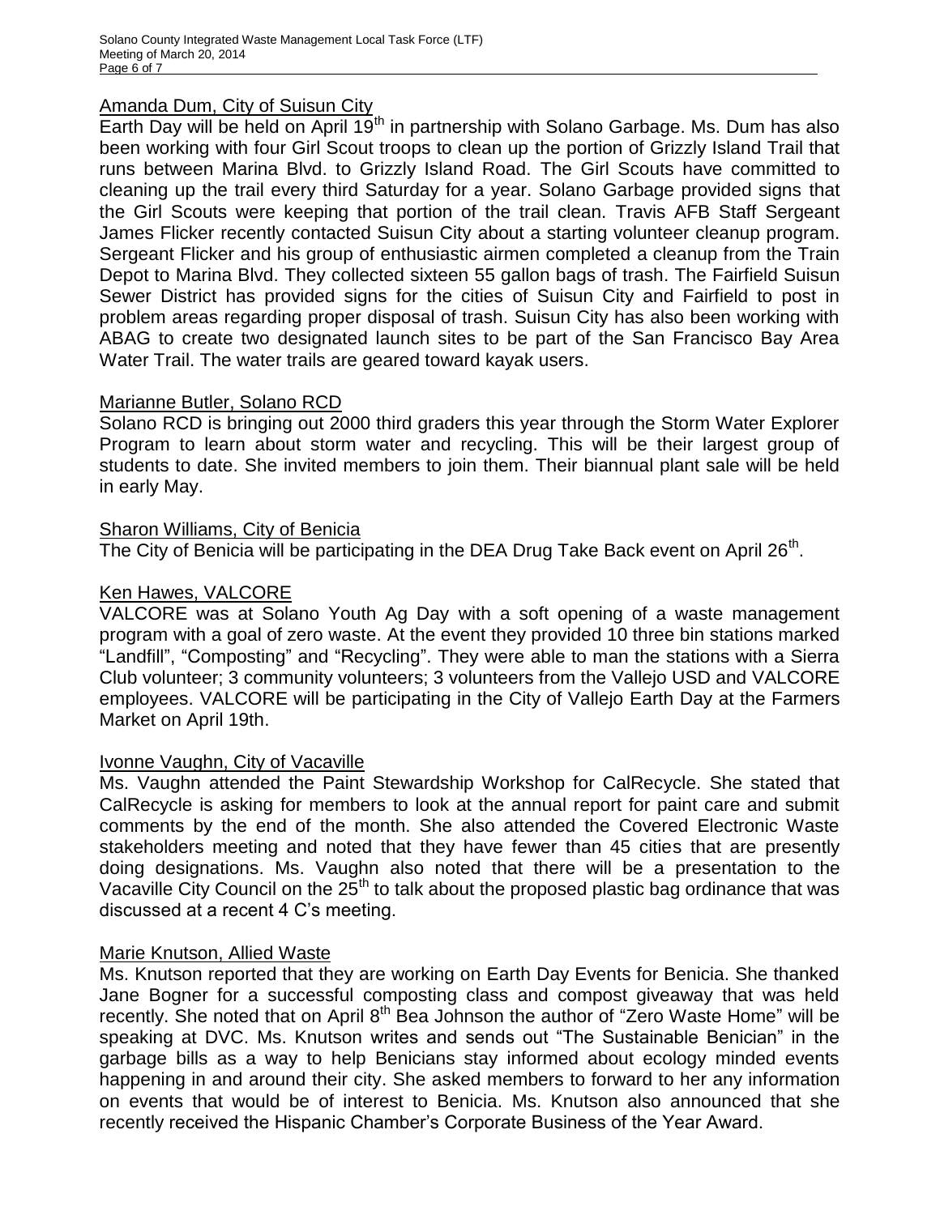Amanda Dum, City of Suisun City

Earth Day will be held on April 19th in partnership with Solano Garbage. Ms. Dum has also been working with four Girl Scout troops to clean up the portion of Grizzly Island Trail that runs between Marina Blvd. to Grizzly Island Road. The Girl Scouts have committed to cleaning up the trail every third Saturday for a year. Solano Garbage provided signs that the Girl Scouts were keeping that portion of the trail clean. Travis AFB Staff Sergeant James Flicker recently contacted Suisun City about a starting volunteer cleanup program. Sergeant Flicker and his group of enthusiastic airmen completed a cleanup from the Train Depot to Marina Blvd. They collected sixteen 55 gallon bags of trash. The Fairfield Suisun Sewer District has provided signs for the cities of Suisun City and Fairfield to post in problem areas regarding proper disposal of trash. Suisun City has also been working with ABAG to create two designated launch sites to be part of the San Francisco Bay Area Water Trail. The water trails are geared toward kayak users.

Marianne Butler, Solano RCD

Solano RCD is bringing out 2000 third graders this year through the Storm Water Explorer Program to learn about storm water and recycling. This will be their largest group of students to date. She invited members to join them. Their biannual plant sale will be held in early May.

Sharon Williams, City of Benicia

The City of Benicia will be participating in the DEA Drug Take Back event on April 26th.

Ken Hawes, VALCORE

VALCORE was at Solano Youth Ag Day with a soft opening of a waste management program with a goal of zero waste. At the event they provided 10 three bin stations marked "Landfill", "Composting" and "Recycling". They were able to man the stations with a Sierra Club volunteer; 3 community volunteers; 3 volunteers from the Vallejo USD and VALCORE employees. VALCORE will be participating in the City of Vallejo Earth Day at the Farmers Market on April 19th.

Ivonne Vaughn, City of Vacaville

Ms. Vaughn attended the Paint Stewardship Workshop for CalRecycle. She stated that CalRecycle is asking for members to look at the annual report for paint care and submit comments by the end of the month. She also attended the Covered Electronic Waste stakeholders meeting and noted that they have fewer than 45 cities that are presently doing designations. Ms. Vaughn also noted that there will be a presentation to the Vacaville City Council on the 25th to talk about the proposed plastic bag ordinance that was discussed at a recent 4 C's meeting.

Marie Knutson, Allied Waste

Ms. Knutson reported that they are working on Earth Day Events for Benicia. She thanked Jane Bogner for a successful composting class and compost giveaway that was held recently. She noted that on April 8th Bea Johnson the author of "Zero Waste Home" will be speaking at DVC. Ms. Knutson writes and sends out "The Sustainable Benician" in the garbage bills as a way to help Benicians stay informed about ecology minded events happening in and around their city. She asked members to forward to her any information on events that would be of interest to Benicia. Ms. Knutson also announced that she recently received the Hispanic Chamber's Corporate Business of the Year Award.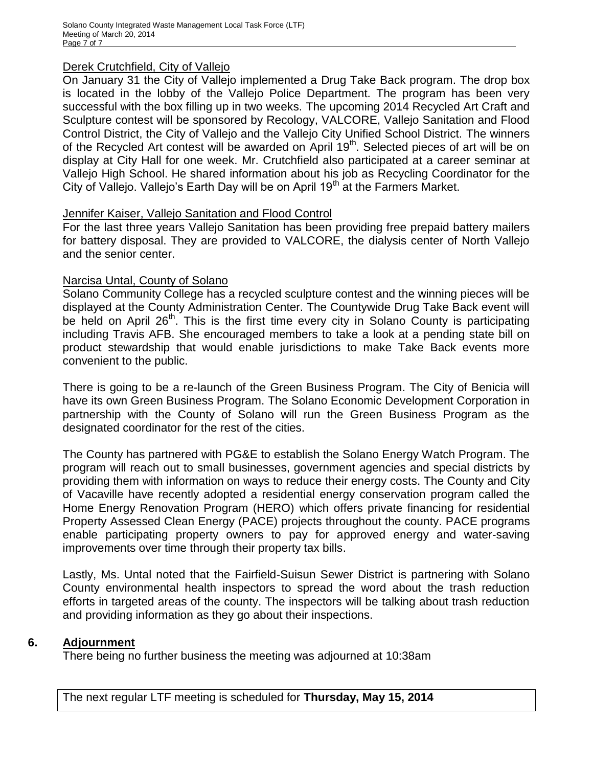Derek Crutchfield, City of Vallejo

On January 31 the City of Vallejo implemented a Drug Take Back program. The drop box is located in the lobby of the Vallejo Police Department. The program has been very successful with the box filling up in two weeks. The upcoming 2014 Recycled Art Craft and Sculpture contest will be sponsored by Recology, VALCORE, Vallejo Sanitation and Flood Control District, the City of Vallejo and the Vallejo City Unified School District. The winners of the Recycled Art contest will be awarded on April 19th. Selected pieces of art will be on display at City Hall for one week. Mr. Crutchfield also participated at a career seminar at Vallejo High School. He shared information about his job as Recycling Coordinator for the City of Vallejo. Vallejo's Earth Day will be on April 19th at the Farmers Market.

Jennifer Kaiser, Vallejo Sanitation and Flood Control

For the last three years Vallejo Sanitation has been providing free prepaid battery mailers for battery disposal. They are provided to VALCORE, the dialysis center of North Vallejo and the senior center.

Narcisa Untal, County of Solano

Solano Community College has a recycled sculpture contest and the winning pieces will be displayed at the County Administration Center. The Countywide Drug Take Back event will be held on April 26th. This is the first time every city in Solano County is participating including Travis AFB. She encouraged members to take a look at a pending state bill on product stewardship that would enable jurisdictions to make Take Back events more convenient to the public.

There is going to be a re-launch of the Green Business Program. The City of Benicia will have its own Green Business Program. The Solano Economic Development Corporation in partnership with the County of Solano will run the Green Business Program as the designated coordinator for the rest of the cities.

The County has partnered with PG&E to establish the Solano Energy Watch Program. The program will reach out to small businesses, government agencies and special districts by providing them with information on ways to reduce their energy costs. The County and City of Vacaville have recently adopted a residential energy conservation program called the Home Energy Renovation Program (HERO) which offers private financing for residential Property Assessed Clean Energy (PACE) projects throughout the county. PACE programs enable participating property owners to pay for approved energy and water-saving improvements over time through their property tax bills.

Lastly, Ms. Untal noted that the Fairfield-Suisun Sewer District is partnering with Solano County environmental health inspectors to spread the word about the trash reduction efforts in targeted areas of the county. The inspectors will be talking about trash reduction and providing information as they go about their inspections.

## 6. Adjournment

There being no further business the meeting was adjourned at 10:38am

The next regular LTF meeting is scheduled for **Thursday, May 15, 2014**